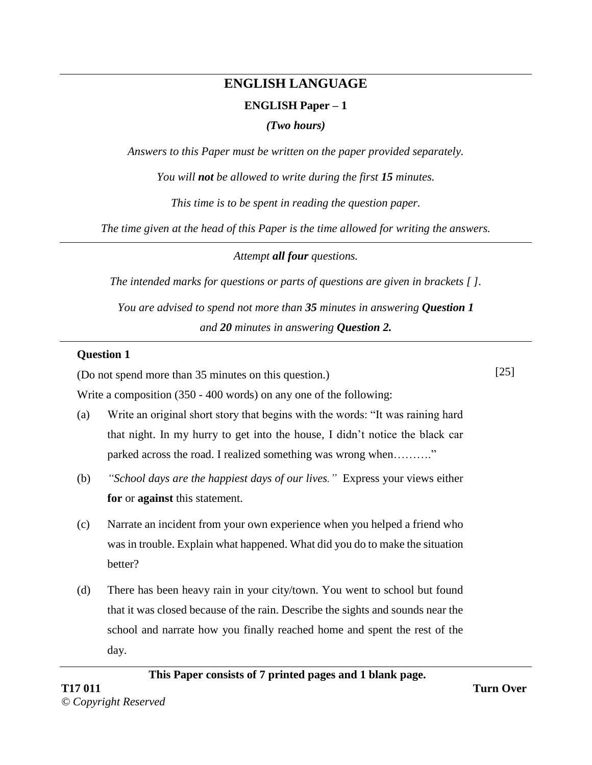# ENGLISH LANGUAGE

## ENGLISH Paper – 1

***(Two hours)***

*Answers to this Paper must be written on the paper provided separately.*

*You will **not** be allowed to write during the first **15** minutes.*

*This time is to be spent in reading the question paper.*

*The time given at the head of this Paper is the time allowed for writing the answers.*

---

*Attempt **all four** questions.*

*The intended marks for questions or parts of questions are given in brackets [ ].*

*You are advised to spend not more than **35** minutes in answering **Question 1** and **20** minutes in answering **Question 2.***

---

**Question 1**

(Do not spend more than 35 minutes on this question.) [25]

Write a composition (350 - 400 words) on any one of the following:

(a) Write an original short story that begins with the words: "It was raining hard that night. In my hurry to get into the house, I didn't notice the black car parked across the road. I realized something was wrong when………."

(b) *"School days are the happiest days of our lives."* Express your views either **for** or **against** this statement.

(c) Narrate an incident from your own experience when you helped a friend who was in trouble. Explain what happened. What did you do to make the situation better?

(d) There has been heavy rain in your city/town. You went to school but found that it was closed because of the rain. Describe the sights and sounds near the school and narrate how you finally reached home and spent the rest of the day.

---

**This Paper consists of 7 printed pages and 1 blank page.**

**T17 011** **Turn Over**

*© Copyright Reserved*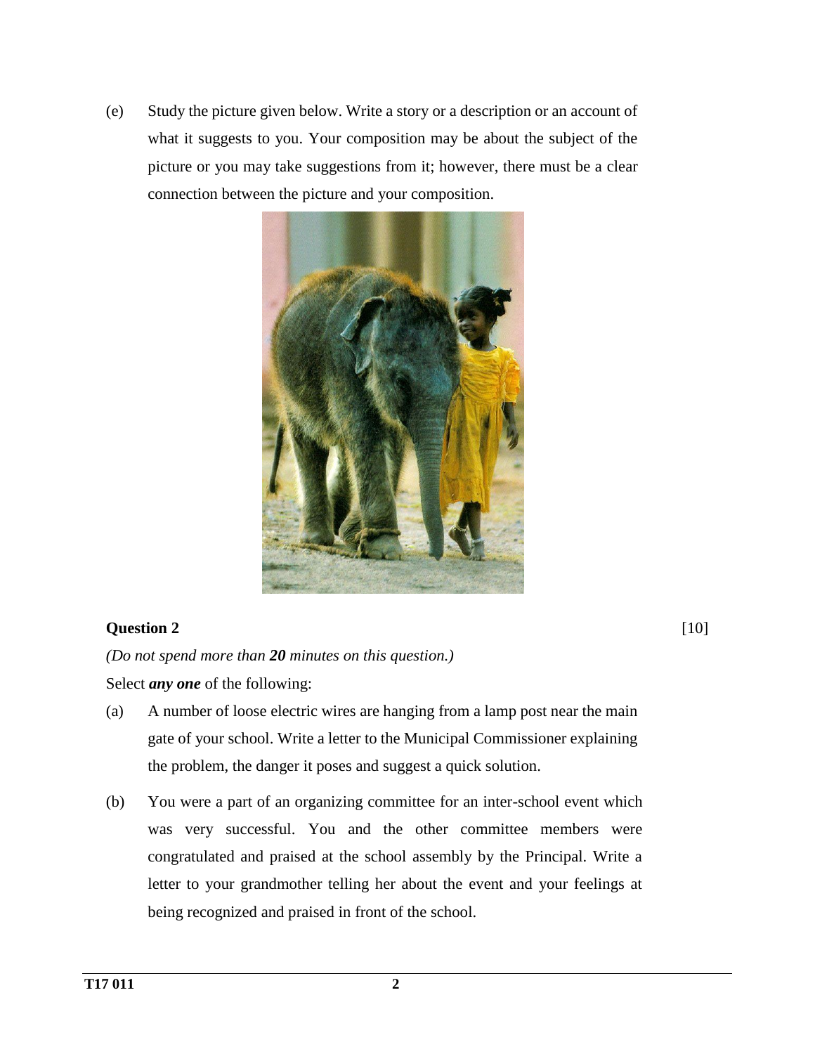(e) Study the picture given below. Write a story or a description or an account of what it suggests to you. Your composition may be about the subject of the picture or you may take suggestions from it; however, there must be a clear connection between the picture and your composition.

**Question 2** [10]

*(Do not spend more than **20** minutes on this question.)*

Select ***any one*** of the following:

(a) A number of loose electric wires are hanging from a lamp post near the main gate of your school. Write a letter to the Municipal Commissioner explaining the problem, the danger it poses and suggest a quick solution.

(b) You were a part of an organizing committee for an inter-school event which was very successful. You and the other committee members were congratulated and praised at the school assembly by the Principal. Write a letter to your grandmother telling her about the event and your feelings at being recognized and praised in front of the school.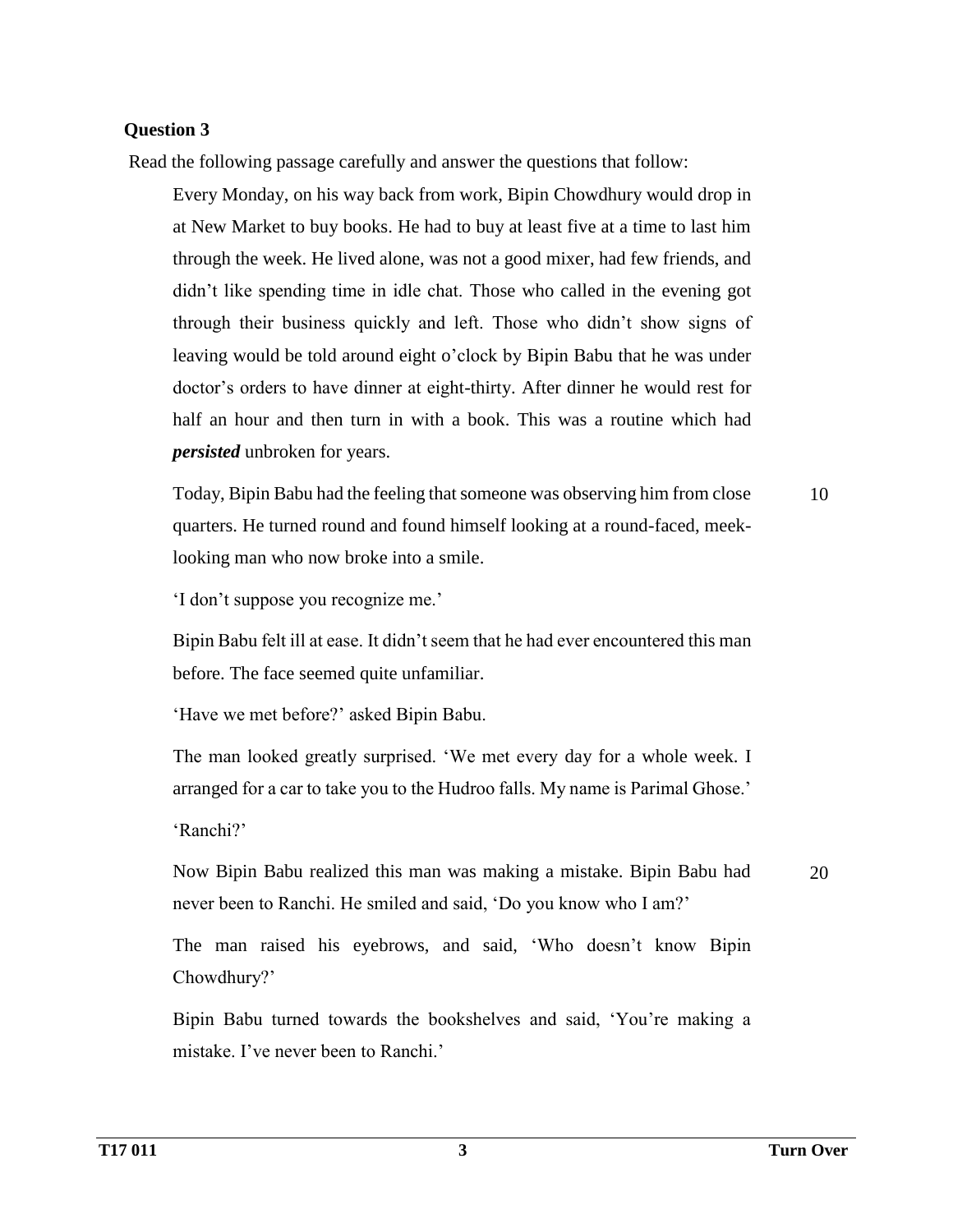**Question 3**

Read the following passage carefully and answer the questions that follow:

Every Monday, on his way back from work, Bipin Chowdhury would drop in at New Market to buy books. He had to buy at least five at a time to last him through the week. He lived alone, was not a good mixer, had few friends, and didn't like spending time in idle chat. Those who called in the evening got through their business quickly and left. Those who didn't show signs of leaving would be told around eight o'clock by Bipin Babu that he was under doctor's orders to have dinner at eight-thirty. After dinner he would rest for half an hour and then turn in with a book. This was a routine which had ***persisted*** unbroken for years.

Today, Bipin Babu had the feeling that someone was observing him from close quarters. He turned round and found himself looking at a round-faced, meek-looking man who now broke into a smile. (10)

'I don't suppose you recognize me.'

Bipin Babu felt ill at ease. It didn't seem that he had ever encountered this man before. The face seemed quite unfamiliar.

'Have we met before?' asked Bipin Babu.

The man looked greatly surprised. 'We met every day for a whole week. I arranged for a car to take you to the Hudroo falls. My name is Parimal Ghose.'

'Ranchi?'

Now Bipin Babu realized this man was making a mistake. Bipin Babu had never been to Ranchi. He smiled and said, 'Do you know who I am?' (20)

The man raised his eyebrows, and said, 'Who doesn't know Bipin Chowdhury?'

Bipin Babu turned towards the bookshelves and said, 'You're making a mistake. I've never been to Ranchi.'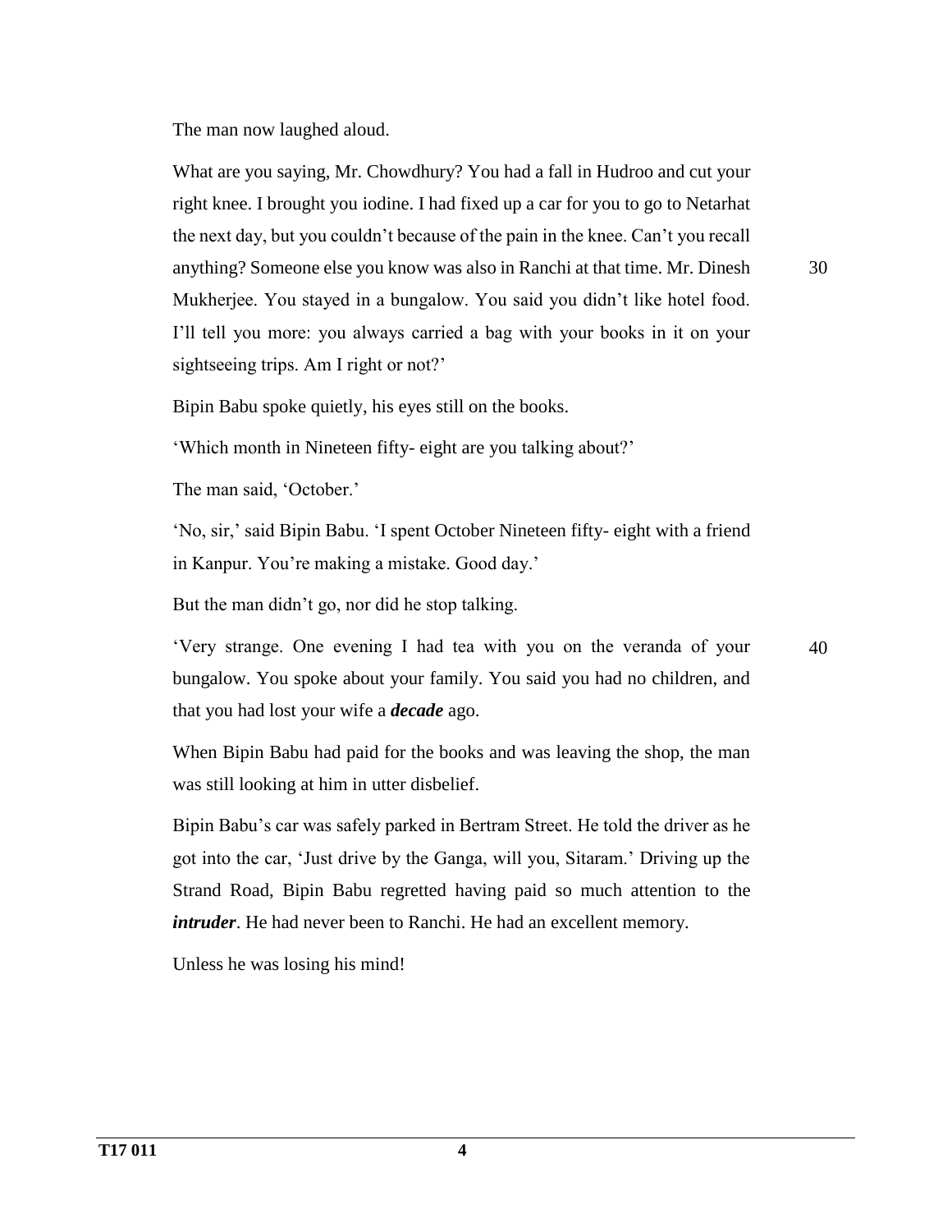The man now laughed aloud.

What are you saying, Mr. Chowdhury? You had a fall in Hudroo and cut your right knee. I brought you iodine. I had fixed up a car for you to go to Netarhat the next day, but you couldn't because of the pain in the knee. Can't you recall anything? Someone else you know was also in Ranchi at that time. Mr. Dinesh Mukherjee. You stayed in a bungalow. You said you didn't like hotel food. I'll tell you more: you always carried a bag with your books in it on your sightseeing trips. Am I right or not?'

Bipin Babu spoke quietly, his eyes still on the books.

'Which month in Nineteen fifty- eight are you talking about?'

The man said, 'October.'

'No, sir,' said Bipin Babu. 'I spent October Nineteen fifty- eight with a friend in Kanpur. You're making a mistake. Good day.'

But the man didn't go, nor did he stop talking.

'Very strange. One evening I had tea with you on the veranda of your bungalow. You spoke about your family. You said you had no children, and that you had lost your wife a ***decade*** ago.

When Bipin Babu had paid for the books and was leaving the shop, the man was still looking at him in utter disbelief.

Bipin Babu's car was safely parked in Bertram Street. He told the driver as he got into the car, 'Just drive by the Ganga, will you, Sitaram.' Driving up the Strand Road, Bipin Babu regretted having paid so much attention to the ***intruder***. He had never been to Ranchi. He had an excellent memory.

Unless he was losing his mind!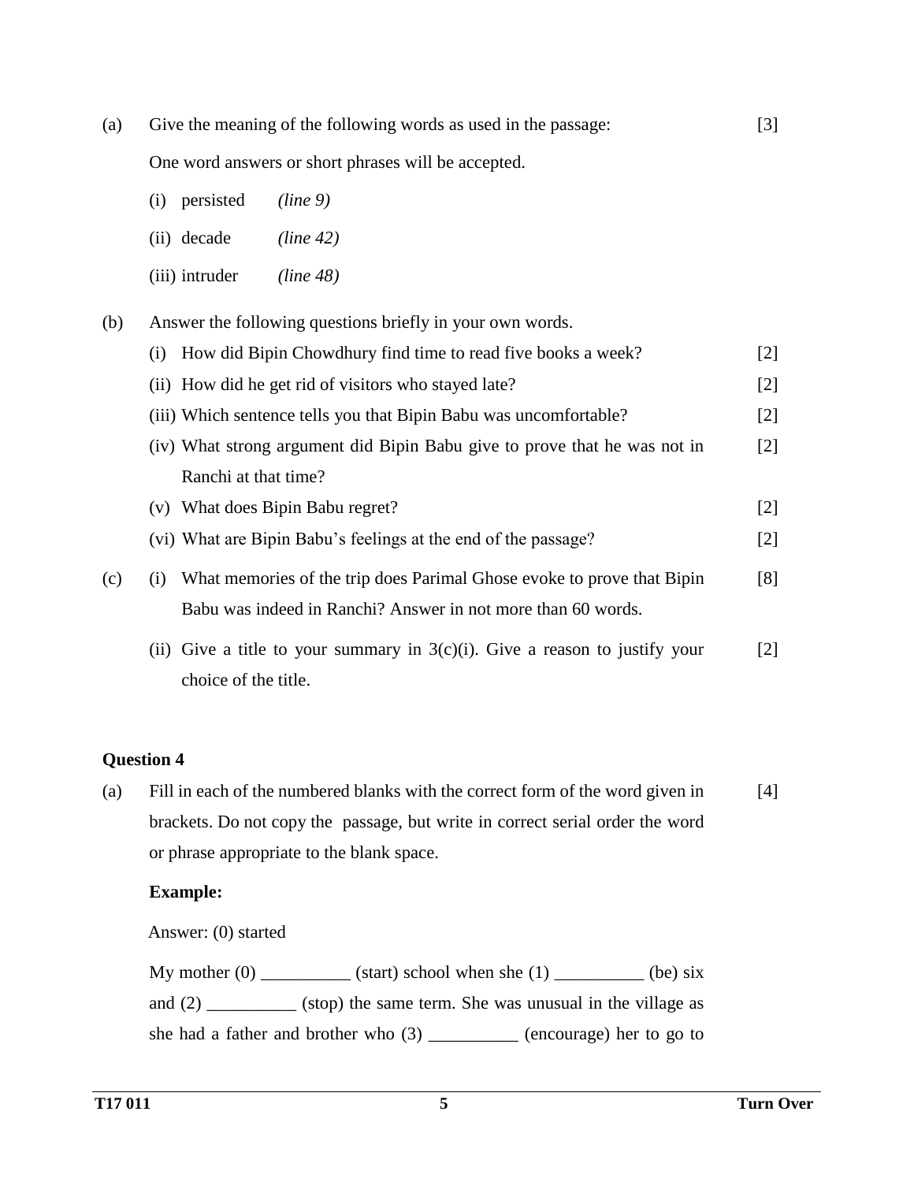(a) Give the meaning of the following words as used in the passage: [3]

One word answers or short phrases will be accepted.

(i) persisted *(line 9)*

(ii) decade *(line 42)*

(iii) intruder *(line 48)*

(b) Answer the following questions briefly in your own words.

(i) How did Bipin Chowdhury find time to read five books a week? [2]

(ii) How did he get rid of visitors who stayed late? [2]

(iii) Which sentence tells you that Bipin Babu was uncomfortable? [2]

(iv) What strong argument did Bipin Babu give to prove that he was not in Ranchi at that time? [2]

(v) What does Bipin Babu regret? [2]

(vi) What are Bipin Babu's feelings at the end of the passage? [2]

(c) (i) What memories of the trip does Parimal Ghose evoke to prove that Bipin Babu was indeed in Ranchi? Answer in not more than 60 words. [8]

(ii) Give a title to your summary in 3(c)(i). Give a reason to justify your choice of the title. [2]

**Question 4**

(a) Fill in each of the numbered blanks with the correct form of the word given in brackets. Do not copy the passage, but write in correct serial order the word or phrase appropriate to the blank space. [4]

**Example:**

Answer: (0) started

My mother (0) __________ (start) school when she (1) __________ (be) six and (2) __________ (stop) the same term. She was unusual in the village as she had a father and brother who (3) __________ (encourage) her to go to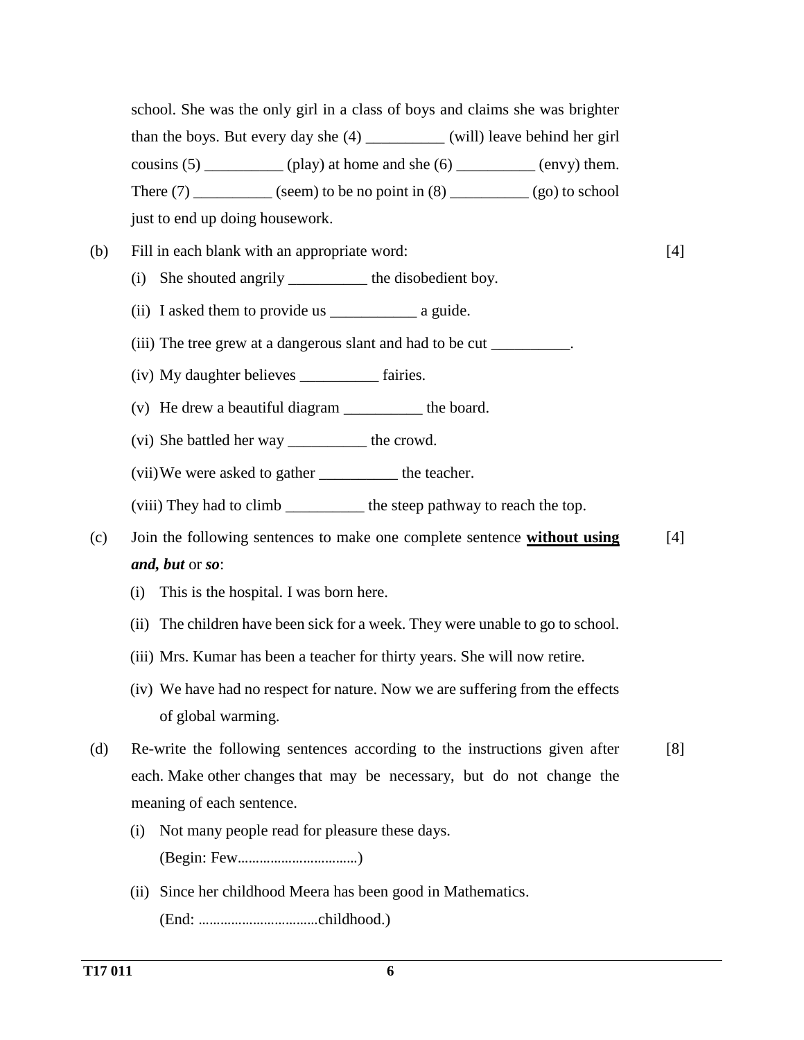school. She was the only girl in a class of boys and claims she was brighter than the boys. But every day she (4) __________ (will) leave behind her girl cousins (5) __________ (play) at home and she (6) __________ (envy) them. There (7) __________ (seem) to be no point in (8) __________ (go) to school just to end up doing housework.

(b) Fill in each blank with an appropriate word: [4]

(i) She shouted angrily __________ the disobedient boy.

(ii) I asked them to provide us ___________ a guide.

(iii) The tree grew at a dangerous slant and had to be cut __________.

(iv) My daughter believes __________ fairies.

(v) He drew a beautiful diagram __________ the board.

(vi) She battled her way __________ the crowd.

(vii) We were asked to gather __________ the teacher.

(viii) They had to climb __________ the steep pathway to reach the top.

(c) Join the following sentences to make one complete sentence **without using** ***and, but*** or ***so***: [4]

(i) This is the hospital. I was born here.

(ii) The children have been sick for a week. They were unable to go to school.

(iii) Mrs. Kumar has been a teacher for thirty years. She will now retire.

(iv) We have had no respect for nature. Now we are suffering from the effects of global warming.

(d) Re-write the following sentences according to the instructions given after each. Make other changes that may be necessary, but do not change the meaning of each sentence. [8]

(i) Not many people read for pleasure these days.
(Begin: Few................................)

(ii) Since her childhood Meera has been good in Mathematics.
(End: ................................childhood.)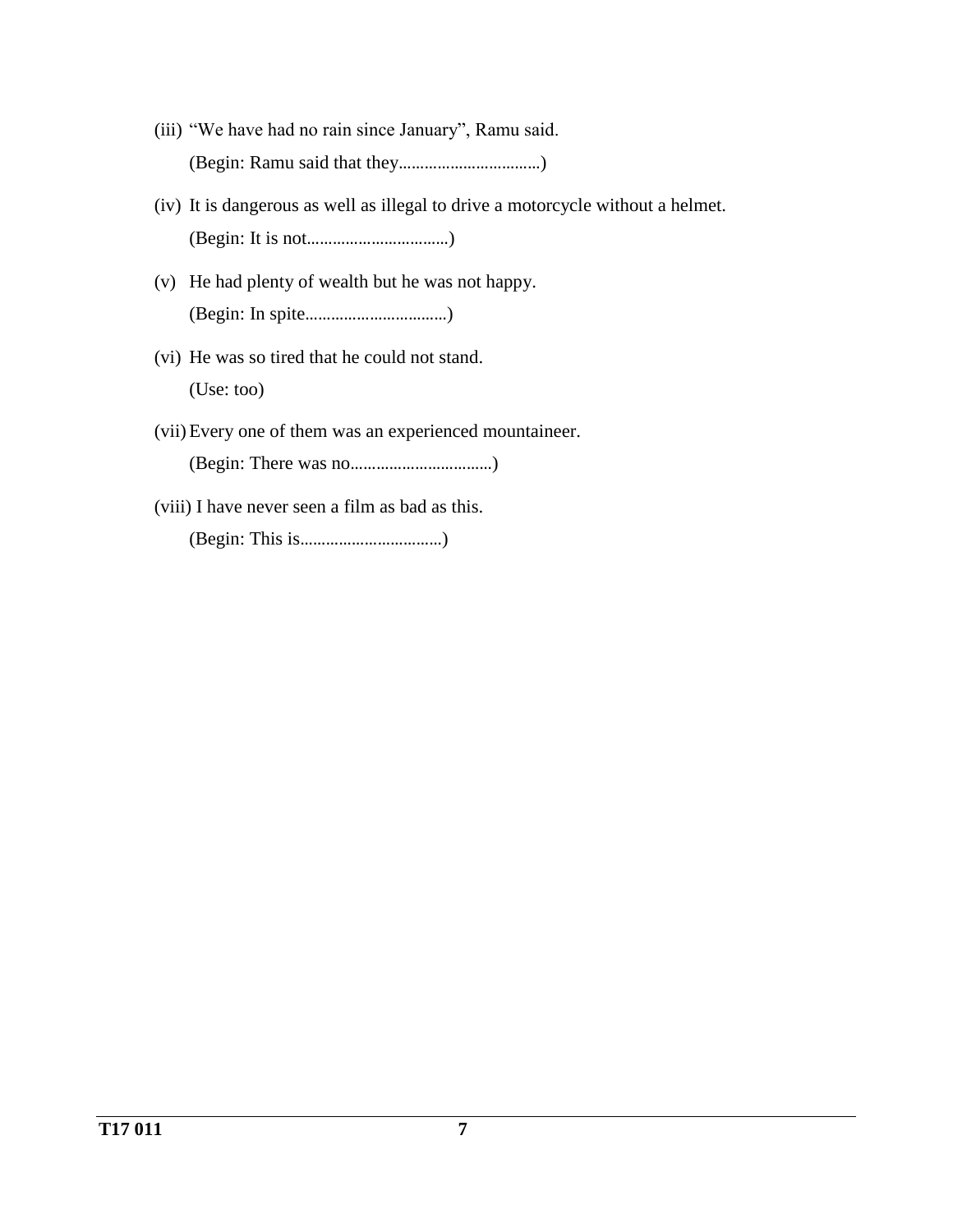(iii) "We have had no rain since January", Ramu said.

(Begin: Ramu said that they................................)

(iv) It is dangerous as well as illegal to drive a motorcycle without a helmet.

(Begin: It is not................................)

(v) He had plenty of wealth but he was not happy.

(Begin: In spite................................)

(vi) He was so tired that he could not stand.

(Use: too)

(vii) Every one of them was an experienced mountaineer.

(Begin: There was no................................)

(viii) I have never seen a film as bad as this.

(Begin: This is................................)